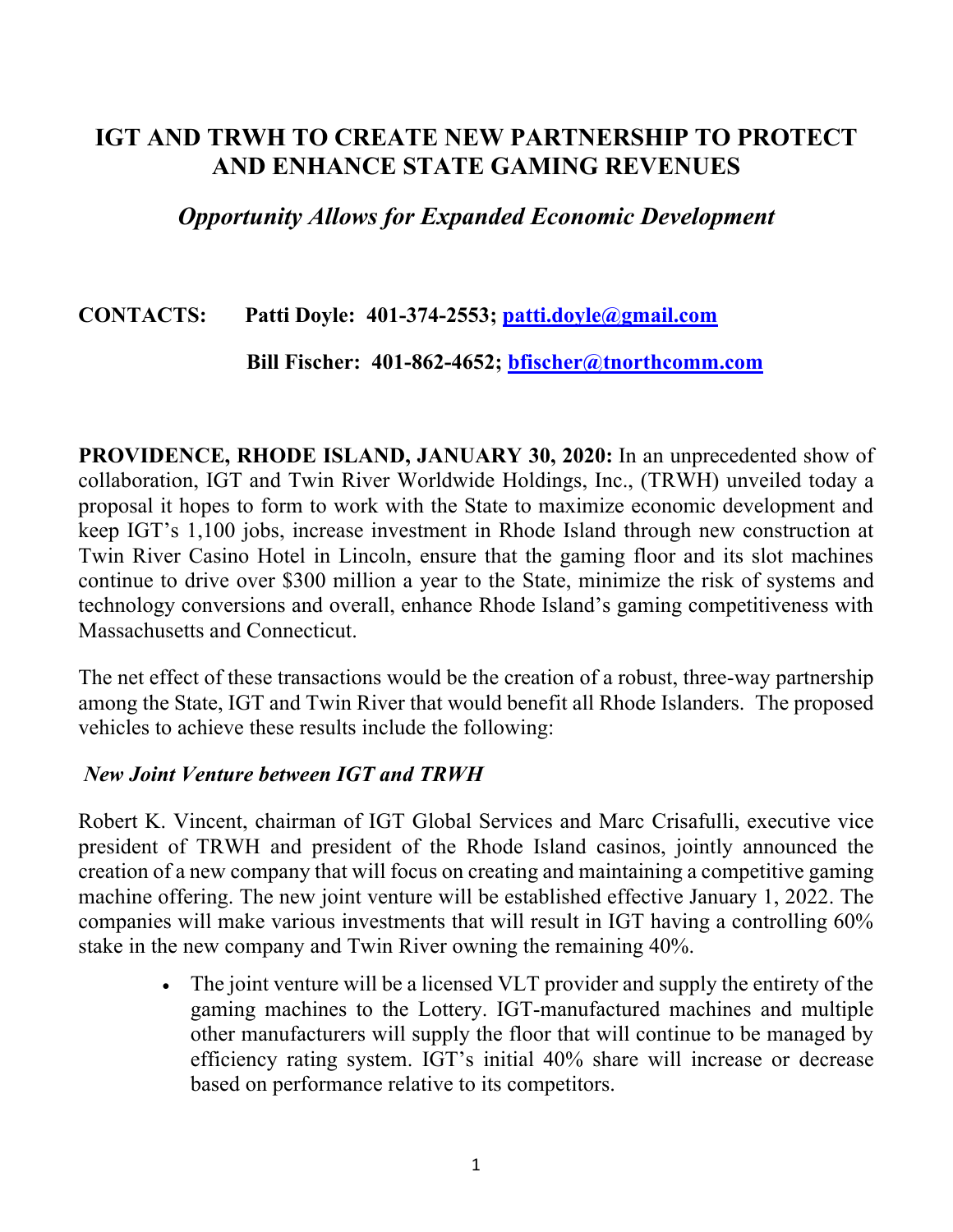# IGT AND TRWH TO CREATE NEW PARTNERSHIP TO PROTECT AND ENHANCE STATE GAMING REVENUES

## *Opportunity Allows for Expanded Economic Development*

**CONTACTS: Patti Doyle: 401-374-2553; patti.doyle@gmail.com**

**Bill Fischer: 401-862-4652; bfischer@tnorthcomm.com**

**PROVIDENCE, RHODE ISLAND, JANUARY 30, 2020:** In an unprecedented show of collaboration, IGT and Twin River Worldwide Holdings, Inc., (TRWH) unveiled today a proposal it hopes to form to work with the State to maximize economic development and keep IGT's 1,100 jobs, increase investment in Rhode Island through new construction at Twin River Casino Hotel in Lincoln, ensure that the gaming floor and its slot machines continue to drive over $300 million a year to the State, minimize the risk of systems and technology conversions and overall, enhance Rhode Island's gaming competitiveness with Massachusetts and Connecticut.

The net effect of these transactions would be the creation of a robust, three-way partnership among the State, IGT and Twin River that would benefit all Rhode Islanders. The proposed vehicles to achieve these results include the following:

### *New Joint Venture between IGT and TRWH*

Robert K. Vincent, chairman of IGT Global Services and Marc Crisafulli, executive vice president of TRWH and president of the Rhode Island casinos, jointly announced the creation of a new company that will focus on creating and maintaining a competitive gaming machine offering. The new joint venture will be established effective January 1, 2022. The companies will make various investments that will result in IGT having a controlling 60% stake in the new company and Twin River owning the remaining 40%.

- The joint venture will be a licensed VLT provider and supply the entirety of the gaming machines to the Lottery. IGT-manufactured machines and multiple other manufacturers will supply the floor that will continue to be managed by efficiency rating system. IGT's initial 40% share will increase or decrease based on performance relative to its competitors.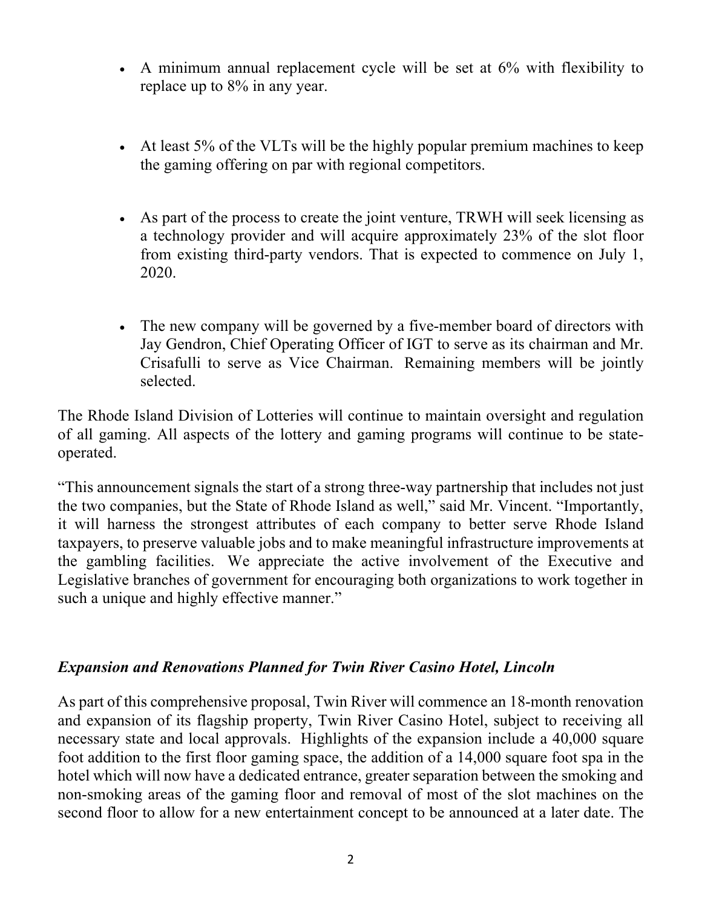- A minimum annual replacement cycle will be set at 6% with flexibility to replace up to 8% in any year.
- At least 5% of the VLTs will be the highly popular premium machines to keep the gaming offering on par with regional competitors.
- As part of the process to create the joint venture, TRWH will seek licensing as a technology provider and will acquire approximately 23% of the slot floor from existing third-party vendors. That is expected to commence on July 1, 2020.
- The new company will be governed by a five-member board of directors with Jay Gendron, Chief Operating Officer of IGT to serve as its chairman and Mr. Crisafulli to serve as Vice Chairman. Remaining members will be jointly selected.

The Rhode Island Division of Lotteries will continue to maintain oversight and regulation of all gaming. All aspects of the lottery and gaming programs will continue to be state-operated.

"This announcement signals the start of a strong three-way partnership that includes not just the two companies, but the State of Rhode Island as well," said Mr. Vincent. "Importantly, it will harness the strongest attributes of each company to better serve Rhode Island taxpayers, to preserve valuable jobs and to make meaningful infrastructure improvements at the gambling facilities. We appreciate the active involvement of the Executive and Legislative branches of government for encouraging both organizations to work together in such a unique and highly effective manner."

***Expansion and Renovations Planned for Twin River Casino Hotel, Lincoln***

As part of this comprehensive proposal, Twin River will commence an 18-month renovation and expansion of its flagship property, Twin River Casino Hotel, subject to receiving all necessary state and local approvals. Highlights of the expansion include a 40,000 square foot addition to the first floor gaming space, the addition of a 14,000 square foot spa in the hotel which will now have a dedicated entrance, greater separation between the smoking and non-smoking areas of the gaming floor and removal of most of the slot machines on the second floor to allow for a new entertainment concept to be announced at a later date. The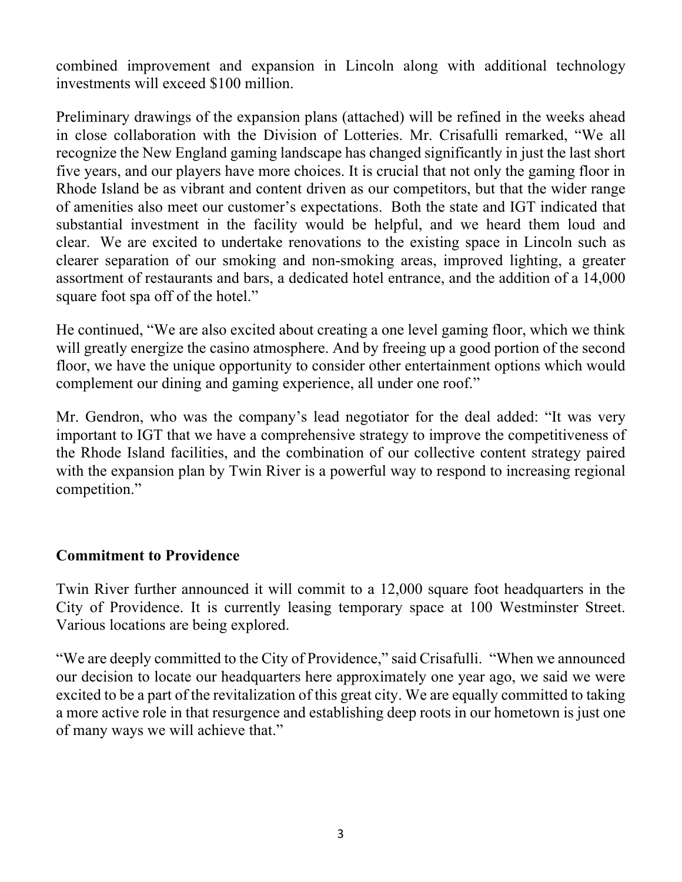combined improvement and expansion in Lincoln along with additional technology investments will exceed $100 million.

Preliminary drawings of the expansion plans (attached) will be refined in the weeks ahead in close collaboration with the Division of Lotteries. Mr. Crisafulli remarked, "We all recognize the New England gaming landscape has changed significantly in just the last short five years, and our players have more choices. It is crucial that not only the gaming floor in Rhode Island be as vibrant and content driven as our competitors, but that the wider range of amenities also meet our customer's expectations. Both the state and IGT indicated that substantial investment in the facility would be helpful, and we heard them loud and clear. We are excited to undertake renovations to the existing space in Lincoln such as clearer separation of our smoking and non-smoking areas, improved lighting, a greater assortment of restaurants and bars, a dedicated hotel entrance, and the addition of a 14,000 square foot spa off of the hotel."

He continued, "We are also excited about creating a one level gaming floor, which we think will greatly energize the casino atmosphere. And by freeing up a good portion of the second floor, we have the unique opportunity to consider other entertainment options which would complement our dining and gaming experience, all under one roof."

Mr. Gendron, who was the company's lead negotiator for the deal added: "It was very important to IGT that we have a comprehensive strategy to improve the competitiveness of the Rhode Island facilities, and the combination of our collective content strategy paired with the expansion plan by Twin River is a powerful way to respond to increasing regional competition."

**Commitment to Providence**

Twin River further announced it will commit to a 12,000 square foot headquarters in the City of Providence. It is currently leasing temporary space at 100 Westminster Street. Various locations are being explored.

"We are deeply committed to the City of Providence," said Crisafulli. "When we announced our decision to locate our headquarters here approximately one year ago, we said we were excited to be a part of the revitalization of this great city. We are equally committed to taking a more active role in that resurgence and establishing deep roots in our hometown is just one of many ways we will achieve that."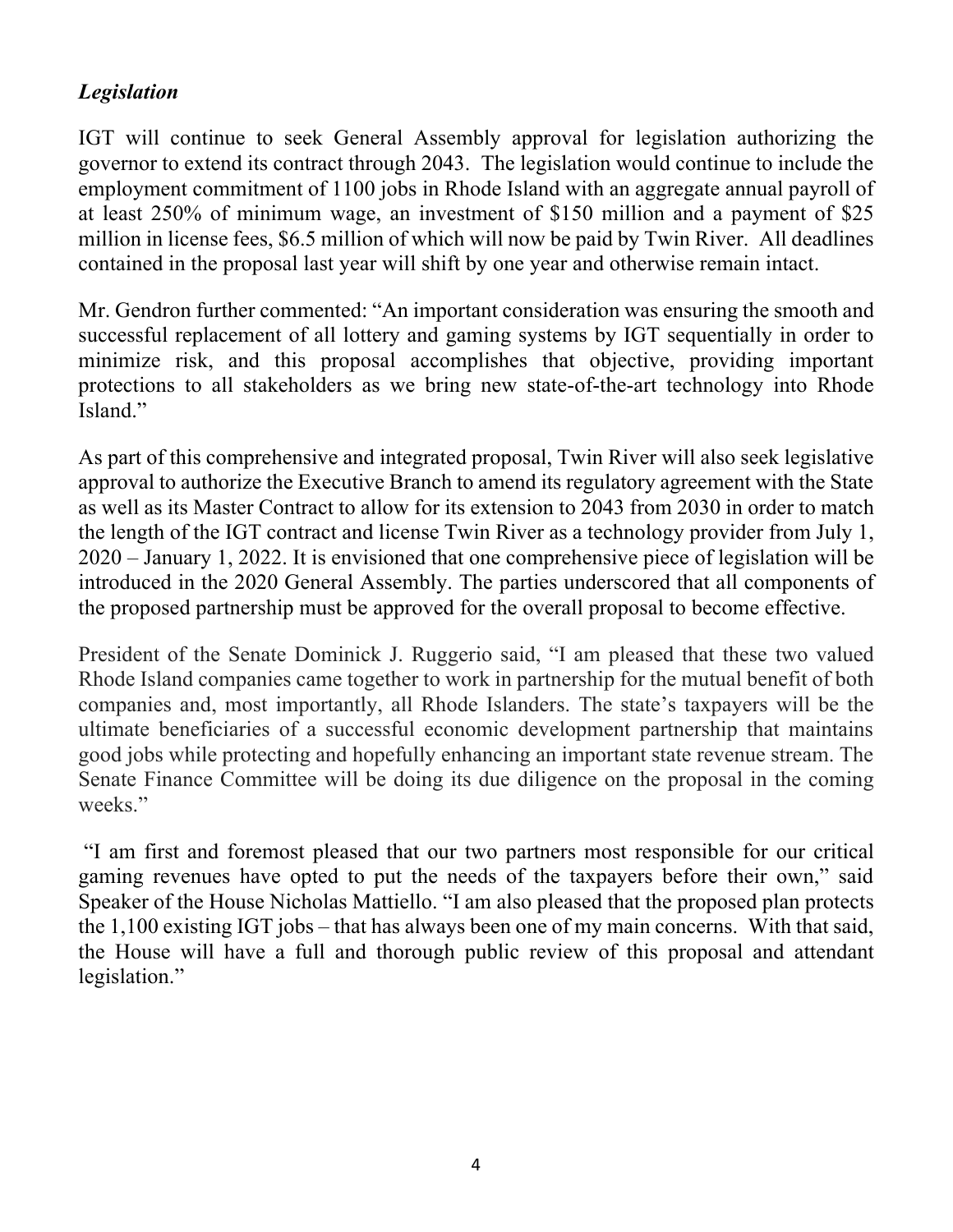### *Legislation*

IGT will continue to seek General Assembly approval for legislation authorizing the governor to extend its contract through 2043. The legislation would continue to include the employment commitment of 1100 jobs in Rhode Island with an aggregate annual payroll of at least 250% of minimum wage, an investment of $150 million and a payment of $25 million in license fees, $6.5 million of which will now be paid by Twin River. All deadlines contained in the proposal last year will shift by one year and otherwise remain intact.

Mr. Gendron further commented: "An important consideration was ensuring the smooth and successful replacement of all lottery and gaming systems by IGT sequentially in order to minimize risk, and this proposal accomplishes that objective, providing important protections to all stakeholders as we bring new state-of-the-art technology into Rhode Island."

As part of this comprehensive and integrated proposal, Twin River will also seek legislative approval to authorize the Executive Branch to amend its regulatory agreement with the State as well as its Master Contract to allow for its extension to 2043 from 2030 in order to match the length of the IGT contract and license Twin River as a technology provider from July 1, 2020 – January 1, 2022. It is envisioned that one comprehensive piece of legislation will be introduced in the 2020 General Assembly. The parties underscored that all components of the proposed partnership must be approved for the overall proposal to become effective.

President of the Senate Dominick J. Ruggerio said, "I am pleased that these two valued Rhode Island companies came together to work in partnership for the mutual benefit of both companies and, most importantly, all Rhode Islanders. The state's taxpayers will be the ultimate beneficiaries of a successful economic development partnership that maintains good jobs while protecting and hopefully enhancing an important state revenue stream. The Senate Finance Committee will be doing its due diligence on the proposal in the coming weeks."

"I am first and foremost pleased that our two partners most responsible for our critical gaming revenues have opted to put the needs of the taxpayers before their own," said Speaker of the House Nicholas Mattiello. "I am also pleased that the proposed plan protects the 1,100 existing IGT jobs – that has always been one of my main concerns. With that said, the House will have a full and thorough public review of this proposal and attendant legislation."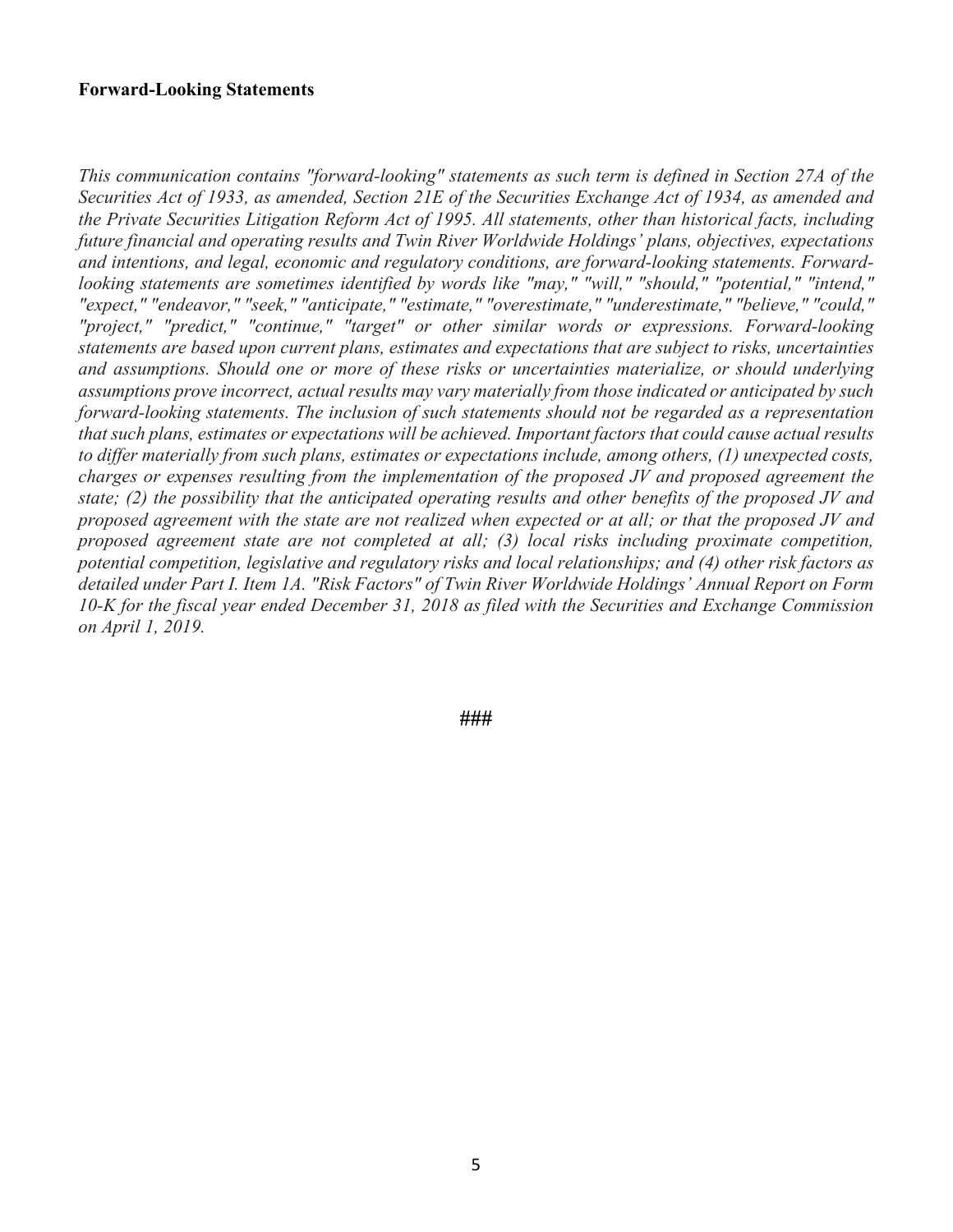**Forward-Looking Statements**

*This communication contains "forward-looking" statements as such term is defined in Section 27A of the Securities Act of 1933, as amended, Section 21E of the Securities Exchange Act of 1934, as amended and the Private Securities Litigation Reform Act of 1995. All statements, other than historical facts, including future financial and operating results and Twin River Worldwide Holdings' plans, objectives, expectations and intentions, and legal, economic and regulatory conditions, are forward-looking statements. Forward-looking statements are sometimes identified by words like "may," "will," "should," "potential," "intend," "expect," "endeavor," "seek," "anticipate," "estimate," "overestimate," "underestimate," "believe," "could," "project," "predict," "continue," "target" or other similar words or expressions. Forward-looking statements are based upon current plans, estimates and expectations that are subject to risks, uncertainties and assumptions. Should one or more of these risks or uncertainties materialize, or should underlying assumptions prove incorrect, actual results may vary materially from those indicated or anticipated by such forward-looking statements. The inclusion of such statements should not be regarded as a representation that such plans, estimates or expectations will be achieved. Important factors that could cause actual results to differ materially from such plans, estimates or expectations include, among others, (1) unexpected costs, charges or expenses resulting from the implementation of the proposed JV and proposed agreement the state; (2) the possibility that the anticipated operating results and other benefits of the proposed JV and proposed agreement with the state are not realized when expected or at all; or that the proposed JV and proposed agreement state are not completed at all; (3) local risks including proximate competition, potential competition, legislative and regulatory risks and local relationships; and (4) other risk factors as detailed under Part I. Item 1A. "Risk Factors" of Twin River Worldwide Holdings' Annual Report on Form 10-K for the fiscal year ended December 31, 2018 as filed with the Securities and Exchange Commission on April 1, 2019.*

###